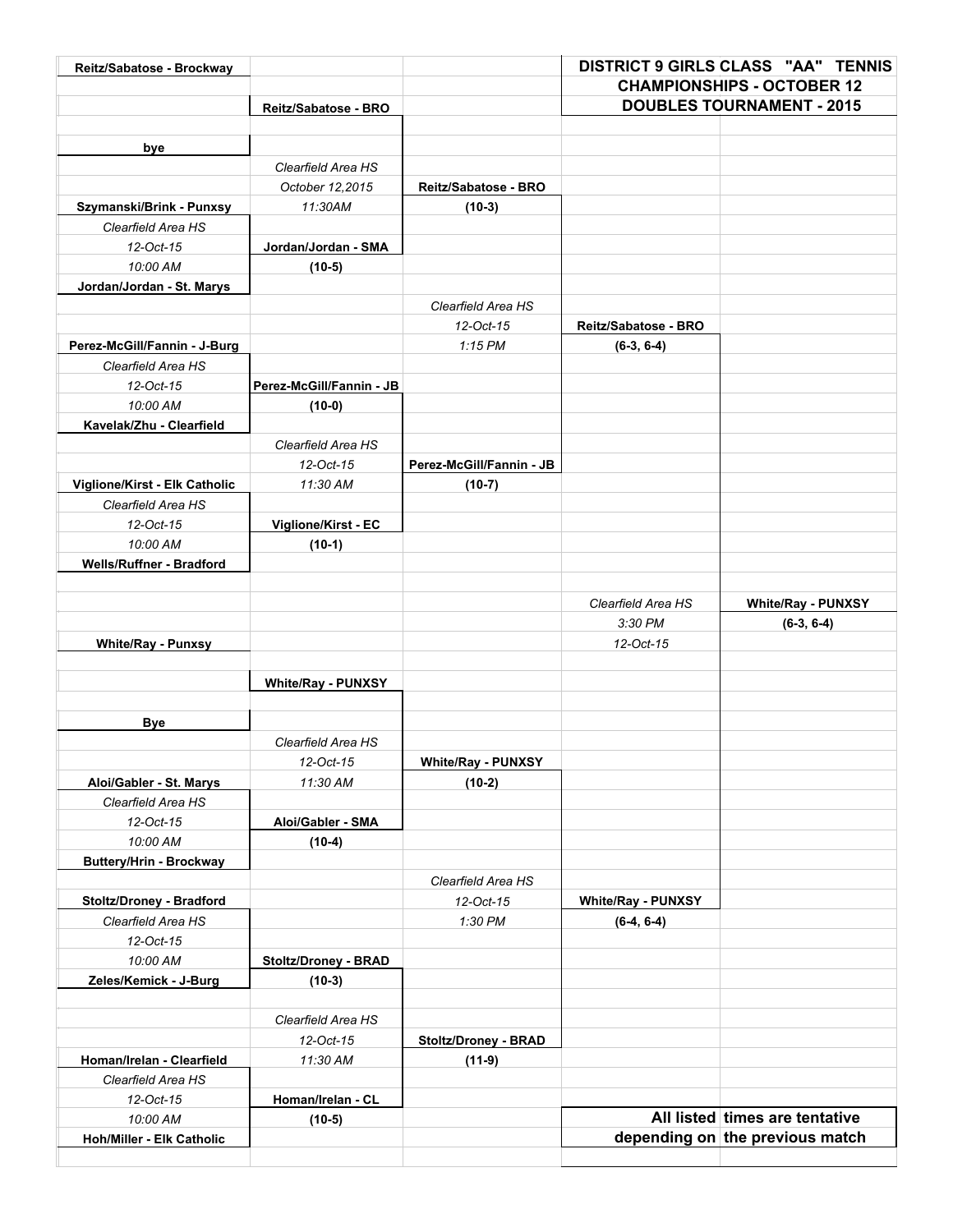# DISTRICT 9 GIRLS CLASS "AA" TENNIS CHAMPIONSHIPS - OCTOBER 12 DOUBLES TOURNAMENT - 2015

| Round 1 | Round 2 | Quarterfinals | Semifinals | Final |
|---|---|---|---|---|
| Reitz/Sabatose - Brockway | | | | |
| | **Reitz/Sabatose - BRO** | | | |
| bye | | | | |
| | *Clearfield Area HS* | | | |
| | *October 12,2015* | **Reitz/Sabatose - BRO** | | |
| Szymanski/Brink - Punxsy | *11:30AM* | **(10-3)** | | |
| *Clearfield Area HS* | | | | |
| *12-Oct-15* | **Jordan/Jordan - SMA** | | | |
| *10:00 AM* | **(10-5)** | | | |
| Jordan/Jordan - St. Marys | | | | |
| | | *Clearfield Area HS* | | |
| | | *12-Oct-15* | **Reitz/Sabatose - BRO** | |
| Perez-McGill/Fannin - J-Burg | | *1:15 PM* | **(6-3, 6-4)** | |
| *Clearfield Area HS* | | | | |
| *12-Oct-15* | **Perez-McGill/Fannin - JB** | | | |
| *10:00 AM* | **(10-0)** | | | |
| Kavelak/Zhu - Clearfield | | | | |
| | *Clearfield Area HS* | | | |
| | *12-Oct-15* | **Perez-McGill/Fannin - JB** | | |
| Viglione/Kirst - Elk Catholic | *11:30 AM* | **(10-7)** | | |
| *Clearfield Area HS* | | | | |
| *12-Oct-15* | **Viglione/Kirst - EC** | | | |
| *10:00 AM* | **(10-1)** | | | |
| Wells/Ruffner - Bradford | | | | |
| | | | *Clearfield Area HS* | **White/Ray - PUNXSY** |
| | | | *3:30 PM* | **(6-3, 6-4)** |
| White/Ray - Punxsy | | | *12-Oct-15* | |
| | **White/Ray - PUNXSY** | | | |
| Bye | | | | |
| | *Clearfield Area HS* | | | |
| | *12-Oct-15* | **White/Ray - PUNXSY** | | |
| Aloi/Gabler - St. Marys | *11:30 AM* | **(10-2)** | | |
| *Clearfield Area HS* | | | | |
| *12-Oct-15* | **Aloi/Gabler - SMA** | | | |
| *10:00 AM* | **(10-4)** | | | |
| Buttery/Hrin - Brockway | | | | |
| | | *Clearfield Area HS* | | |
| Stoltz/Droney - Bradford | | *12-Oct-15* | **White/Ray - PUNXSY** | |
| *Clearfield Area HS* | | *1:30 PM* | **(6-4, 6-4)** | |
| *12-Oct-15* | | | | |
| *10:00 AM* | **Stoltz/Droney - BRAD** | | | |
| Zeles/Kemick - J-Burg | **(10-3)** | | | |
| | *Clearfield Area HS* | | | |
| | *12-Oct-15* | **Stoltz/Droney - BRAD** | | |
| Homan/Irelan - Clearfield | *11:30 AM* | **(11-9)** | | |
| *Clearfield Area HS* | | | | |
| *12-Oct-15* | **Homan/Irelan - CL** | | | |
| *10:00 AM* | **(10-5)** | | | |
| Hoh/Miller - Elk Catholic | | | | |

**All listed times are tentative depending on the previous match**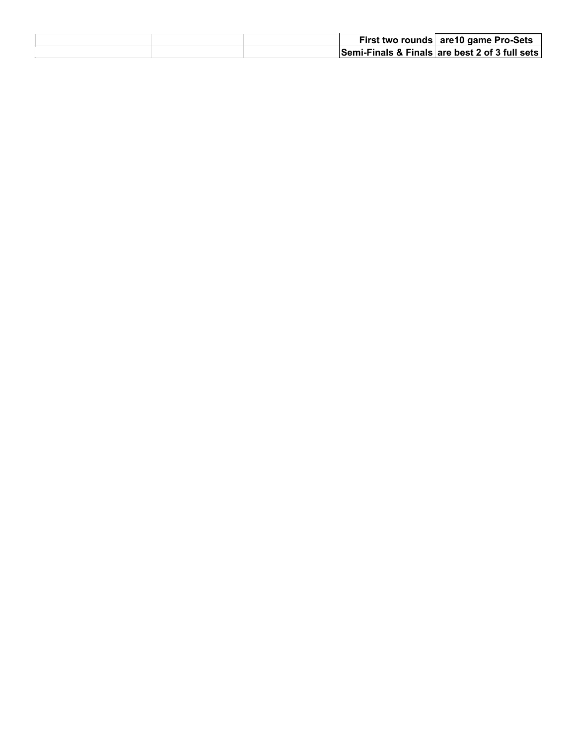| | | | | |
|---|---|---|---|---|
| | | | **First two rounds** | **are10 game Pro-Sets** |
| | | | **Semi-Finals & Finals** | **are best 2 of 3 full sets** |